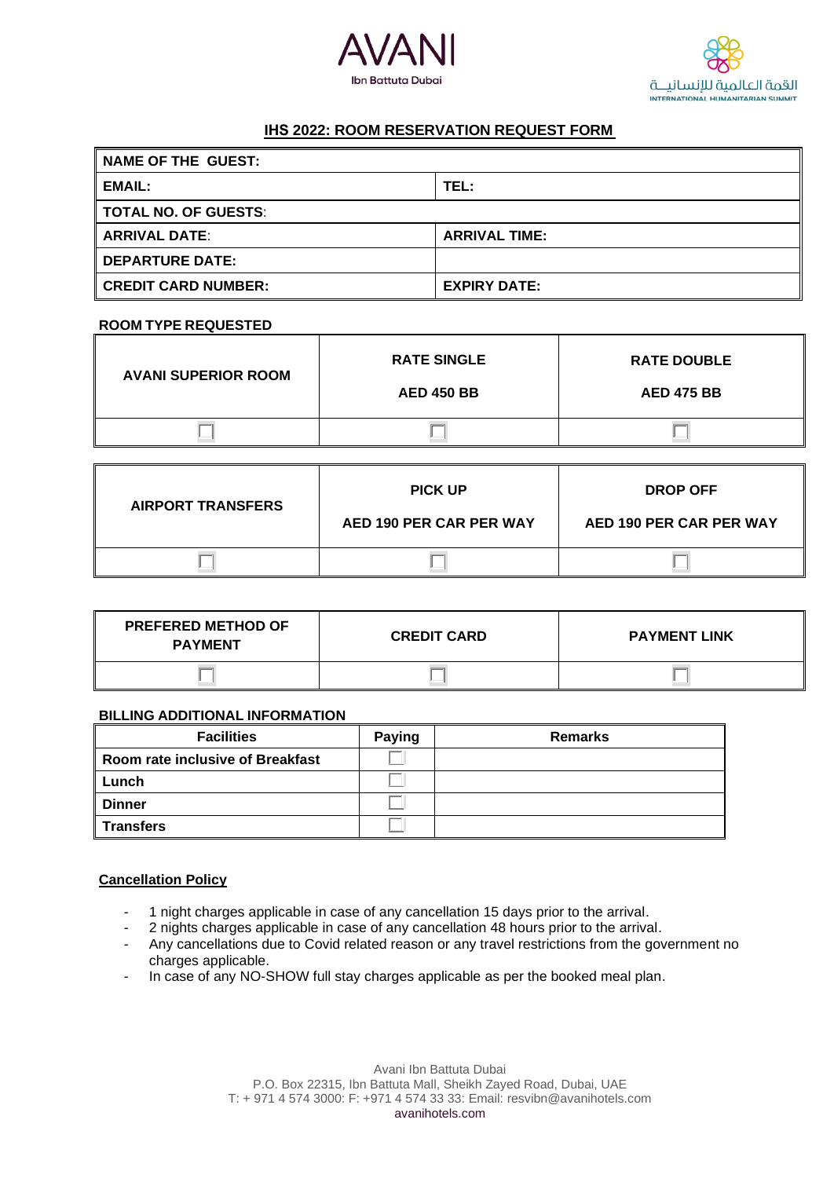AVANI
Ibn Battuta Dubai

القمة العالمية للإنسانية
INTERNATIONAL HUMANITARIAN SUMMIT

## IHS 2022: ROOM RESERVATION REQUEST FORM

| NAME OF THE GUEST: | |
|---|---|
| EMAIL: | TEL: |
| TOTAL NO. OF GUESTS: | |
| ARRIVAL DATE: | ARRIVAL TIME: |
| DEPARTURE DATE: | |
| CREDIT CARD NUMBER: | EXPIRY DATE: |

**ROOM TYPE REQUESTED**

| AVANI SUPERIOR ROOM | RATE SINGLE<br>AED 450 BB | RATE DOUBLE<br>AED 475 BB |
|---|---|---|
| ☐ | ☐ | ☐ |

| AIRPORT TRANSFERS | PICK UP<br>AED 190 PER CAR PER WAY | DROP OFF<br>AED 190 PER CAR PER WAY |
|---|---|---|
| ☐ | ☐ | ☐ |

| PREFERED METHOD OF PAYMENT | CREDIT CARD | PAYMENT LINK |
|---|---|---|
| ☐ | ☐ | ☐ |

**BILLING ADDITIONAL INFORMATION**

| Facilities | Paying | Remarks |
|---|---|---|
| Room rate inclusive of Breakfast | ☐ | |
| Lunch | ☐ | |
| Dinner | ☐ | |
| Transfers | ☐ | |

**Cancellation Policy**

- 1 night charges applicable in case of any cancellation 15 days prior to the arrival.
- 2 nights charges applicable in case of any cancellation 48 hours prior to the arrival.
- Any cancellations due to Covid related reason or any travel restrictions from the government no charges applicable.
- In case of any NO-SHOW full stay charges applicable as per the booked meal plan.

Avani Ibn Battuta Dubai
P.O. Box 22315, Ibn Battuta Mall, Sheikh Zayed Road, Dubai, UAE
T: + 971 4 574 3000: F: +971 4 574 33 33: Email: resvibn@avanihotels.com
avanihotels.com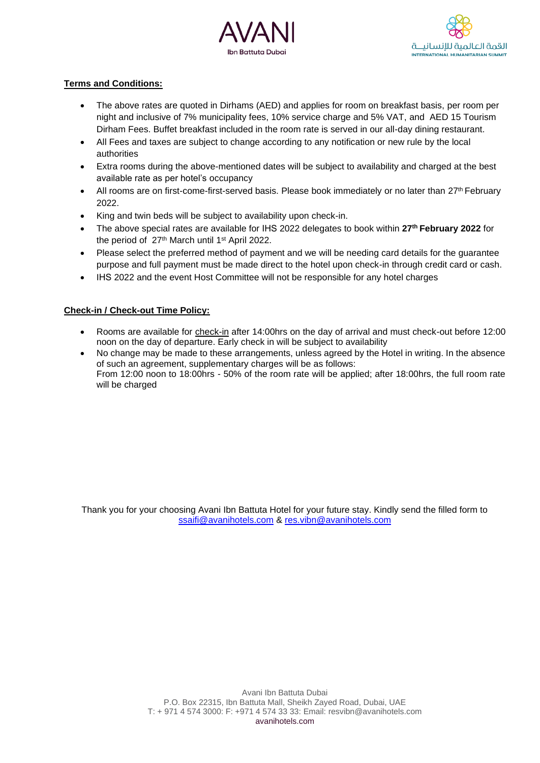**Terms and Conditions:**

- The above rates are quoted in Dirhams (AED) and applies for room on breakfast basis, per room per night and inclusive of 7% municipality fees, 10% service charge and 5% VAT, and AED 15 Tourism Dirham Fees. Buffet breakfast included in the room rate is served in our all-day dining restaurant.
- All Fees and taxes are subject to change according to any notification or new rule by the local authorities
- Extra rooms during the above-mentioned dates will be subject to availability and charged at the best available rate as per hotel's occupancy
- All rooms are on first-come-first-served basis. Please book immediately or no later than 27th February 2022.
- King and twin beds will be subject to availability upon check-in.
- The above special rates are available for IHS 2022 delegates to book within **27th February 2022** for the period of 27th March until 1st April 2022.
- Please select the preferred method of payment and we will be needing card details for the guarantee purpose and full payment must be made direct to the hotel upon check-in through credit card or cash.
- IHS 2022 and the event Host Committee will not be responsible for any hotel charges

**Check-in / Check-out Time Policy:**

- Rooms are available for check-in after 14:00hrs on the day of arrival and must check-out before 12:00 noon on the day of departure. Early check in will be subject to availability
- No change may be made to these arrangements, unless agreed by the Hotel in writing. In the absence of such an agreement, supplementary charges will be as follows:
  From 12:00 noon to 18:00hrs - 50% of the room rate will be applied; after 18:00hrs, the full room rate will be charged

Thank you for your choosing Avani Ibn Battuta Hotel for your future stay. Kindly send the filled form to ssaifi@avanihotels.com & res.vibn@avanihotels.com

Avani Ibn Battuta Dubai
P.O. Box 22315, Ibn Battuta Mall, Sheikh Zayed Road, Dubai, UAE
T: + 971 4 574 3000: F: +971 4 574 33 33: Email: resvibn@avanihotels.com
avanihotels.com